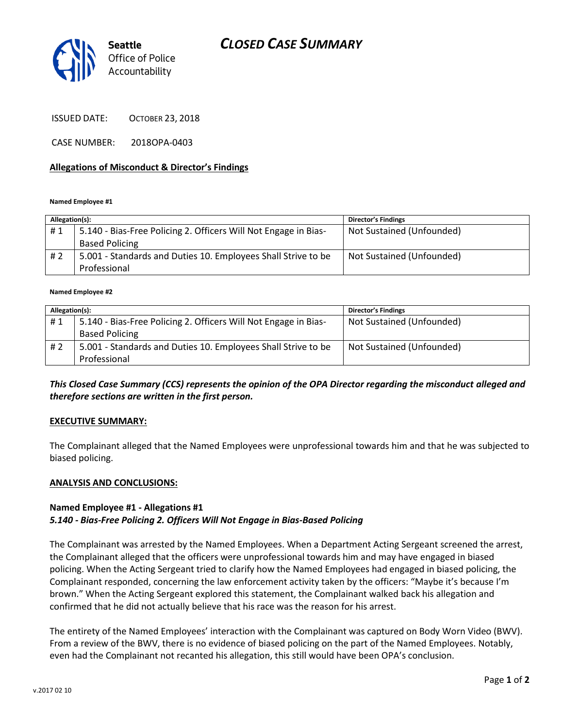# CLOSED CASE SUMMARY

Seattle Office of Police Accountability

ISSUED DATE: OCTOBER 23, 2018

CASE NUMBER: 2018OPA-0403

## Allegations of Misconduct & Director's Findings

**Named Employee #1**

| Allegation(s): | | Director's Findings |
|---|---|---|
| # 1 | 5.140 - Bias-Free Policing 2. Officers Will Not Engage in Bias-Based Policing | Not Sustained (Unfounded) |
| # 2 | 5.001 - Standards and Duties 10. Employees Shall Strive to be Professional | Not Sustained (Unfounded) |

**Named Employee #2**

| Allegation(s): | | Director's Findings |
|---|---|---|
| # 1 | 5.140 - Bias-Free Policing 2. Officers Will Not Engage in Bias-Based Policing | Not Sustained (Unfounded) |
| # 2 | 5.001 - Standards and Duties 10. Employees Shall Strive to be Professional | Not Sustained (Unfounded) |

***This Closed Case Summary (CCS) represents the opinion of the OPA Director regarding the misconduct alleged and therefore sections are written in the first person.***

## EXECUTIVE SUMMARY:

The Complainant alleged that the Named Employees were unprofessional towards him and that he was subjected to biased policing.

## ANALYSIS AND CONCLUSIONS:

### Named Employee #1 - Allegations #1
***5.140 - Bias-Free Policing 2. Officers Will Not Engage in Bias-Based Policing***

The Complainant was arrested by the Named Employees. When a Department Acting Sergeant screened the arrest, the Complainant alleged that the officers were unprofessional towards him and may have engaged in biased policing. When the Acting Sergeant tried to clarify how the Named Employees had engaged in biased policing, the Complainant responded, concerning the law enforcement activity taken by the officers: "Maybe it's because I'm brown." When the Acting Sergeant explored this statement, the Complainant walked back his allegation and confirmed that he did not actually believe that his race was the reason for his arrest.

The entirety of the Named Employees' interaction with the Complainant was captured on Body Worn Video (BWV). From a review of the BWV, there is no evidence of biased policing on the part of the Named Employees. Notably, even had the Complainant not recanted his allegation, this still would have been OPA's conclusion.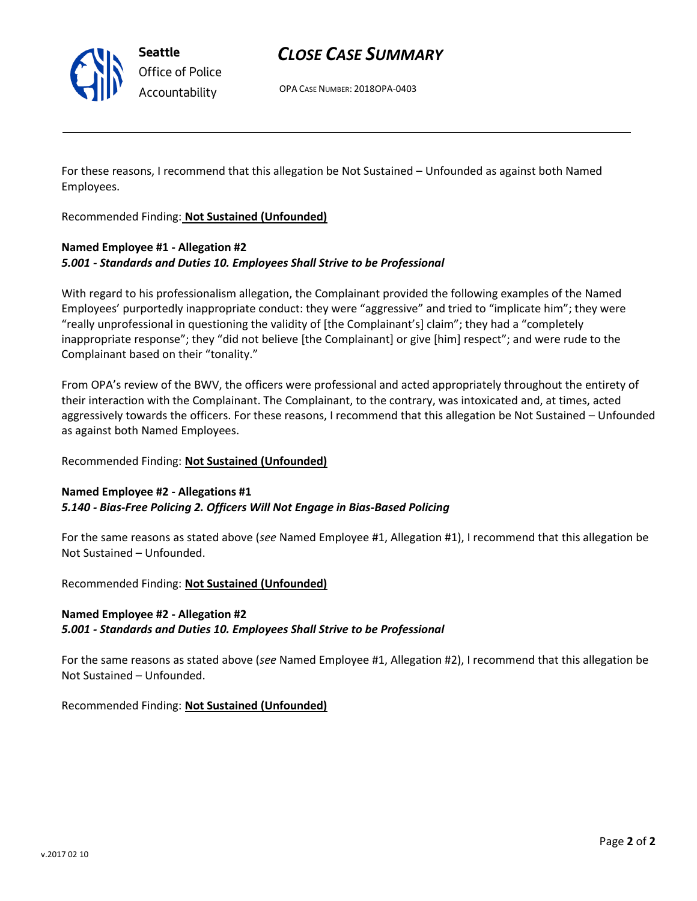For these reasons, I recommend that this allegation be Not Sustained – Unfounded as against both Named Employees.

Recommended Finding: **Not Sustained (Unfounded)**

**Named Employee #1 - Allegation #2**
***5.001 - Standards and Duties 10. Employees Shall Strive to be Professional***

With regard to his professionalism allegation, the Complainant provided the following examples of the Named Employees' purportedly inappropriate conduct: they were "aggressive" and tried to "implicate him"; they were "really unprofessional in questioning the validity of [the Complainant's] claim"; they had a "completely inappropriate response"; they "did not believe [the Complainant] or give [him] respect"; and were rude to the Complainant based on their "tonality."

From OPA's review of the BWV, the officers were professional and acted appropriately throughout the entirety of their interaction with the Complainant. The Complainant, to the contrary, was intoxicated and, at times, acted aggressively towards the officers. For these reasons, I recommend that this allegation be Not Sustained – Unfounded as against both Named Employees.

Recommended Finding: **Not Sustained (Unfounded)**

**Named Employee #2 - Allegations #1**
***5.140 - Bias-Free Policing 2. Officers Will Not Engage in Bias-Based Policing***

For the same reasons as stated above (*see* Named Employee #1, Allegation #1), I recommend that this allegation be Not Sustained – Unfounded.

Recommended Finding: **Not Sustained (Unfounded)**

**Named Employee #2 - Allegation #2**
***5.001 - Standards and Duties 10. Employees Shall Strive to be Professional***

For the same reasons as stated above (*see* Named Employee #1, Allegation #2), I recommend that this allegation be Not Sustained – Unfounded.

Recommended Finding: **Not Sustained (Unfounded)**